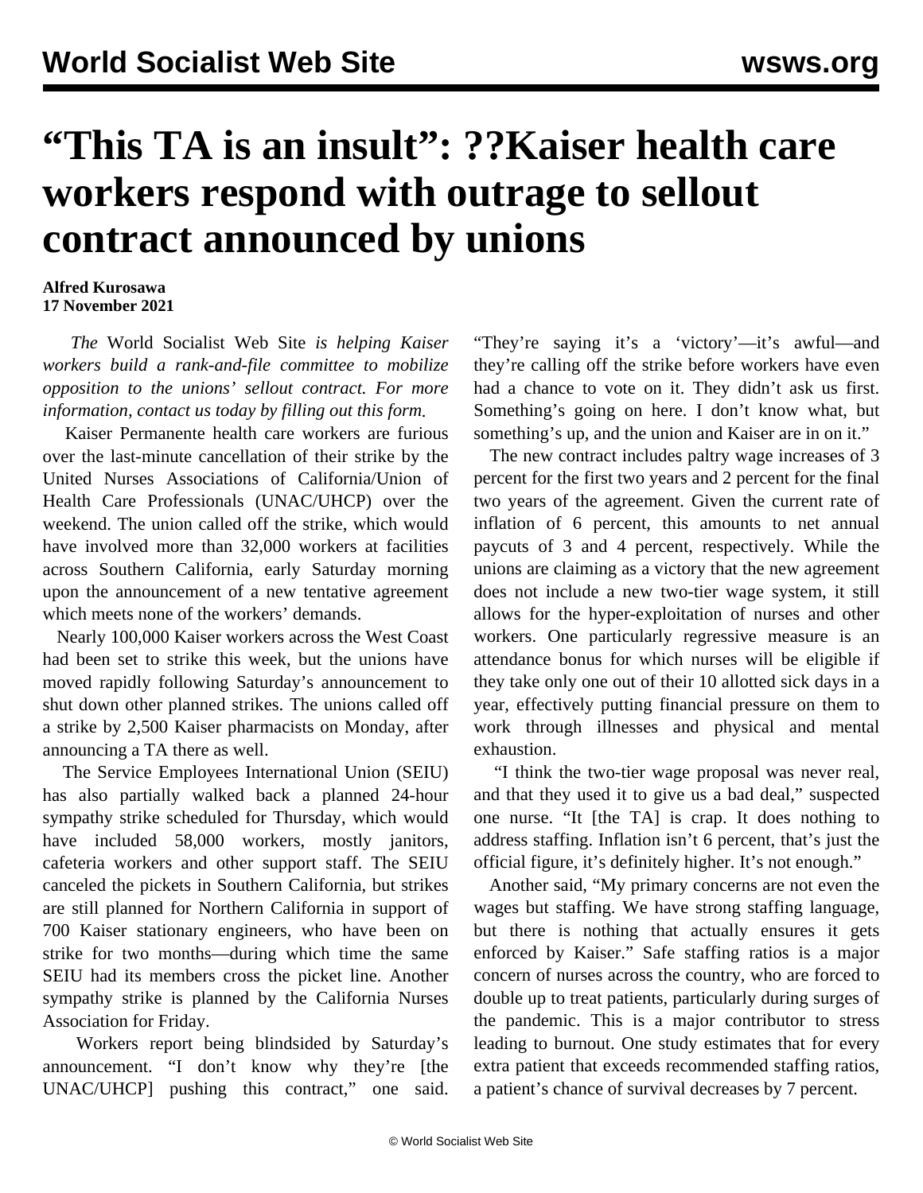# “This TA is an insult”: ??Kaiser health care workers respond with outrage to sellout contract announced by unions

**Alfred Kurosawa**
**17 November 2021**

*The* World Socialist Web Site *is helping Kaiser workers build a rank-and-file committee to mobilize opposition to the unions’ sellout contract. For more information, contact us today by filling out this form.*

Kaiser Permanente health care workers are furious over the last-minute cancellation of their strike by the United Nurses Associations of California/Union of Health Care Professionals (UNAC/UHCP) over the weekend. The union called off the strike, which would have involved more than 32,000 workers at facilities across Southern California, early Saturday morning upon the announcement of a new tentative agreement which meets none of the workers’ demands.

Nearly 100,000 Kaiser workers across the West Coast had been set to strike this week, but the unions have moved rapidly following Saturday’s announcement to shut down other planned strikes. The unions called off a strike by 2,500 Kaiser pharmacists on Monday, after announcing a TA there as well.

The Service Employees International Union (SEIU) has also partially walked back a planned 24-hour sympathy strike scheduled for Thursday, which would have included 58,000 workers, mostly janitors, cafeteria workers and other support staff. The SEIU canceled the pickets in Southern California, but strikes are still planned for Northern California in support of 700 Kaiser stationary engineers, who have been on strike for two months—during which time the same SEIU had its members cross the picket line. Another sympathy strike is planned by the California Nurses Association for Friday.

Workers report being blindsided by Saturday’s announcement. “I don’t know why they’re [the UNAC/UHCP] pushing this contract,” one said. “They’re saying it’s a ‘victory’—it’s awful—and they’re calling off the strike before workers have even had a chance to vote on it. They didn’t ask us first. Something’s going on here. I don’t know what, but something’s up, and the union and Kaiser are in on it.”

The new contract includes paltry wage increases of 3 percent for the first two years and 2 percent for the final two years of the agreement. Given the current rate of inflation of 6 percent, this amounts to net annual paycuts of 3 and 4 percent, respectively. While the unions are claiming as a victory that the new agreement does not include a new two-tier wage system, it still allows for the hyper-exploitation of nurses and other workers. One particularly regressive measure is an attendance bonus for which nurses will be eligible if they take only one out of their 10 allotted sick days in a year, effectively putting financial pressure on them to work through illnesses and physical and mental exhaustion.

“I think the two-tier wage proposal was never real, and that they used it to give us a bad deal,” suspected one nurse. “It [the TA] is crap. It does nothing to address staffing. Inflation isn’t 6 percent, that’s just the official figure, it’s definitely higher. It’s not enough.”

Another said, “My primary concerns are not even the wages but staffing. We have strong staffing language, but there is nothing that actually ensures it gets enforced by Kaiser.” Safe staffing ratios is a major concern of nurses across the country, who are forced to double up to treat patients, particularly during surges of the pandemic. This is a major contributor to stress leading to burnout. One study estimates that for every extra patient that exceeds recommended staffing ratios, a patient’s chance of survival decreases by 7 percent.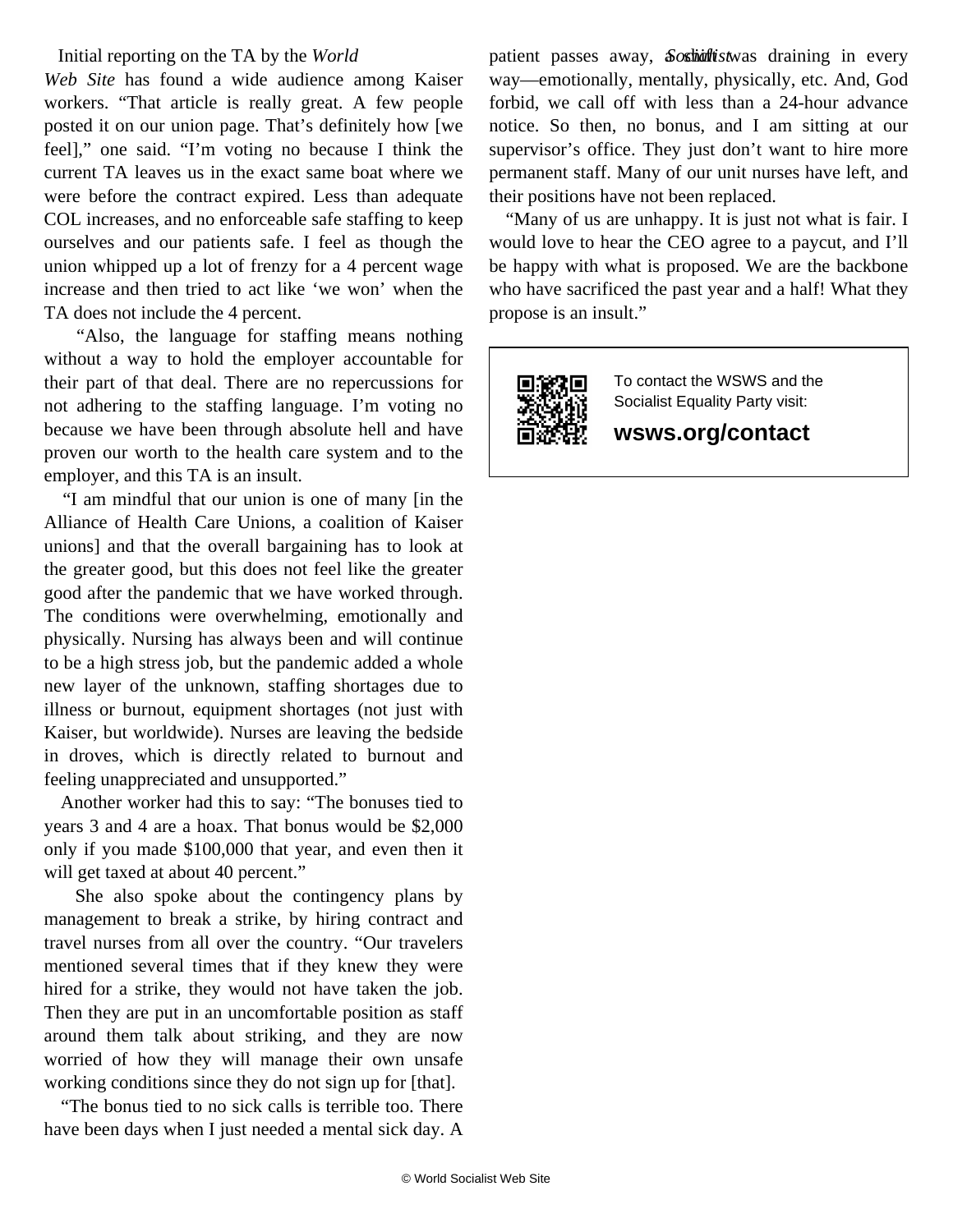Initial reporting on the TA by the *World Socialist Web Site* has found a wide audience among Kaiser workers. "That article is really great. A few people posted it on our union page. That's definitely how [we feel]," one said. "I'm voting no because I think the current TA leaves us in the exact same boat where we were before the contract expired. Less than adequate COL increases, and no enforceable safe staffing to keep ourselves and our patients safe. I feel as though the union whipped up a lot of frenzy for a 4 percent wage increase and then tried to act like 'we won' when the TA does not include the 4 percent.

"Also, the language for staffing means nothing without a way to hold the employer accountable for their part of that deal. There are no repercussions for not adhering to the staffing language. I'm voting no because we have been through absolute hell and have proven our worth to the health care system and to the employer, and this TA is an insult.

"I am mindful that our union is one of many [in the Alliance of Health Care Unions, a coalition of Kaiser unions] and that the overall bargaining has to look at the greater good, but this does not feel like the greater good after the pandemic that we have worked through. The conditions were overwhelming, emotionally and physically. Nursing has always been and will continue to be a high stress job, but the pandemic added a whole new layer of the unknown, staffing shortages due to illness or burnout, equipment shortages (not just with Kaiser, but worldwide). Nurses are leaving the bedside in droves, which is directly related to burnout and feeling unappreciated and unsupported."

Another worker had this to say: "The bonuses tied to years 3 and 4 are a hoax. That bonus would be $2,000 only if you made $100,000 that year, and even then it will get taxed at about 40 percent."

She also spoke about the contingency plans by management to break a strike, by hiring contract and travel nurses from all over the country. "Our travelers mentioned several times that if they knew they were hired for a strike, they would not have taken the job. Then they are put in an uncomfortable position as staff around them talk about striking, and they are now worried of how they will manage their own unsafe working conditions since they do not sign up for [that].

"The bonus tied to no sick calls is terrible too. There have been days when I just needed a mental sick day. A patient passes away, a shift was draining in every way—emotionally, mentally, physically, etc. And, God forbid, we call off with less than a 24-hour advance notice. So then, no bonus, and I am sitting at our supervisor's office. They just don't want to hire more permanent staff. Many of our unit nurses have left, and their positions have not been replaced.

"Many of us are unhappy. It is just not what is fair. I would love to hear the CEO agree to a paycut, and I'll be happy with what is proposed. We are the backbone who have sacrificed the past year and a half! What they propose is an insult."

To contact the WSWS and the Socialist Equality Party visit:

**wsws.org/contact**